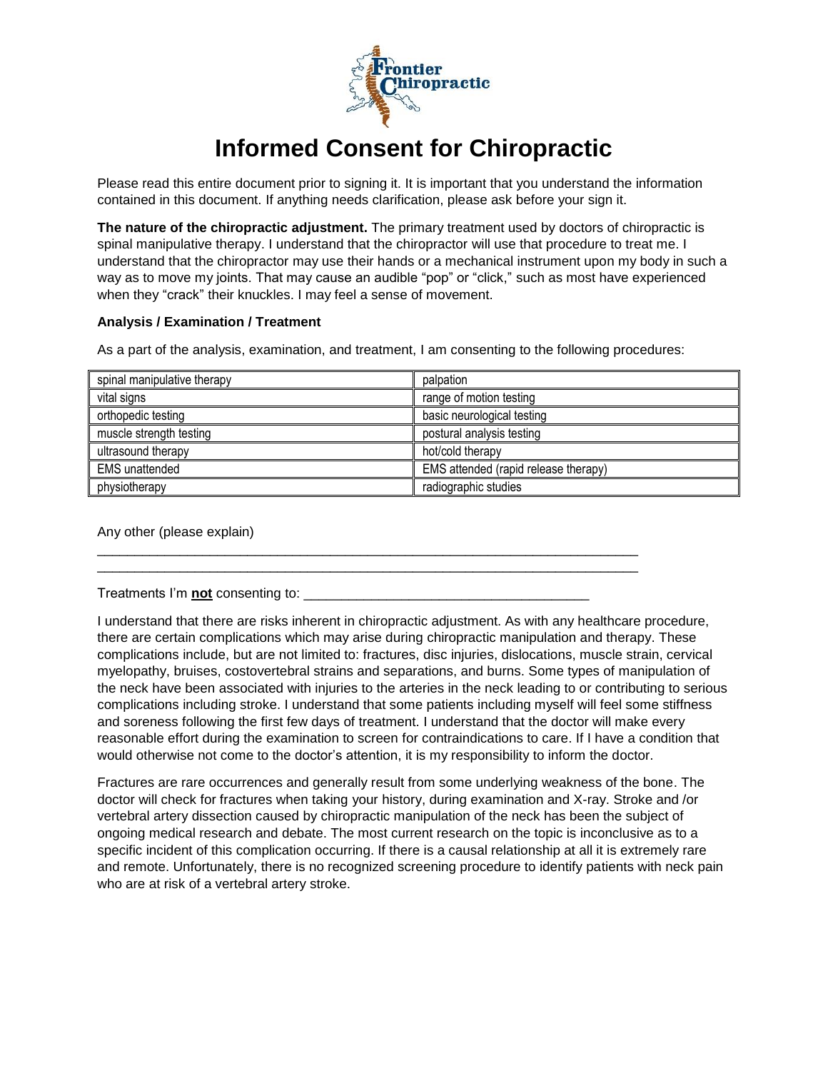# Informed Consent for Chiropractic

Please read this entire document prior to signing it. It is important that you understand the information contained in this document. If anything needs clarification, please ask before your sign it.

**The nature of the chiropractic adjustment.** The primary treatment used by doctors of chiropractic is spinal manipulative therapy. I understand that the chiropractor will use that procedure to treat me. I understand that the chiropractor may use their hands or a mechanical instrument upon my body in such a way as to move my joints. That may cause an audible "pop" or "click," such as most have experienced when they "crack" their knuckles. I may feel a sense of movement.

**Analysis / Examination / Treatment**

As a part of the analysis, examination, and treatment, I am consenting to the following procedures:

| | |
|---|---|
| spinal manipulative therapy | palpation |
| vital signs | range of motion testing |
| orthopedic testing | basic neurological testing |
| muscle strength testing | postural analysis testing |
| ultrasound therapy | hot/cold therapy |
| EMS unattended | EMS attended (rapid release therapy) |
| physiotherapy | radiographic studies |

Any other (please explain)

\_\_\_\_\_\_\_\_\_\_\_\_\_\_\_\_\_\_\_\_\_\_\_\_\_\_\_\_\_\_\_\_\_\_\_\_\_\_\_\_\_\_\_\_\_\_\_\_\_\_\_\_\_\_\_\_\_\_\_\_\_\_\_\_\_\_\_\_\_\_\_\_\_\_
\_\_\_\_\_\_\_\_\_\_\_\_\_\_\_\_\_\_\_\_\_\_\_\_\_\_\_\_\_\_\_\_\_\_\_\_\_\_\_\_\_\_\_\_\_\_\_\_\_\_\_\_\_\_\_\_\_\_\_\_\_\_\_\_\_\_\_\_\_\_\_\_\_\_

Treatments I'm **not** consenting to: \_\_\_\_\_\_\_\_\_\_\_\_\_\_\_\_\_\_\_\_\_\_\_\_\_\_\_\_\_\_\_\_\_\_\_\_\_\_

I understand that there are risks inherent in chiropractic adjustment. As with any healthcare procedure, there are certain complications which may arise during chiropractic manipulation and therapy. These complications include, but are not limited to: fractures, disc injuries, dislocations, muscle strain, cervical myelopathy, bruises, costovertebral strains and separations, and burns. Some types of manipulation of the neck have been associated with injuries to the arteries in the neck leading to or contributing to serious complications including stroke. I understand that some patients including myself will feel some stiffness and soreness following the first few days of treatment. I understand that the doctor will make every reasonable effort during the examination to screen for contraindications to care. If I have a condition that would otherwise not come to the doctor's attention, it is my responsibility to inform the doctor.

Fractures are rare occurrences and generally result from some underlying weakness of the bone. The doctor will check for fractures when taking your history, during examination and X-ray. Stroke and /or vertebral artery dissection caused by chiropractic manipulation of the neck has been the subject of ongoing medical research and debate. The most current research on the topic is inconclusive as to a specific incident of this complication occurring. If there is a causal relationship at all it is extremely rare and remote. Unfortunately, there is no recognized screening procedure to identify patients with neck pain who are at risk of a vertebral artery stroke.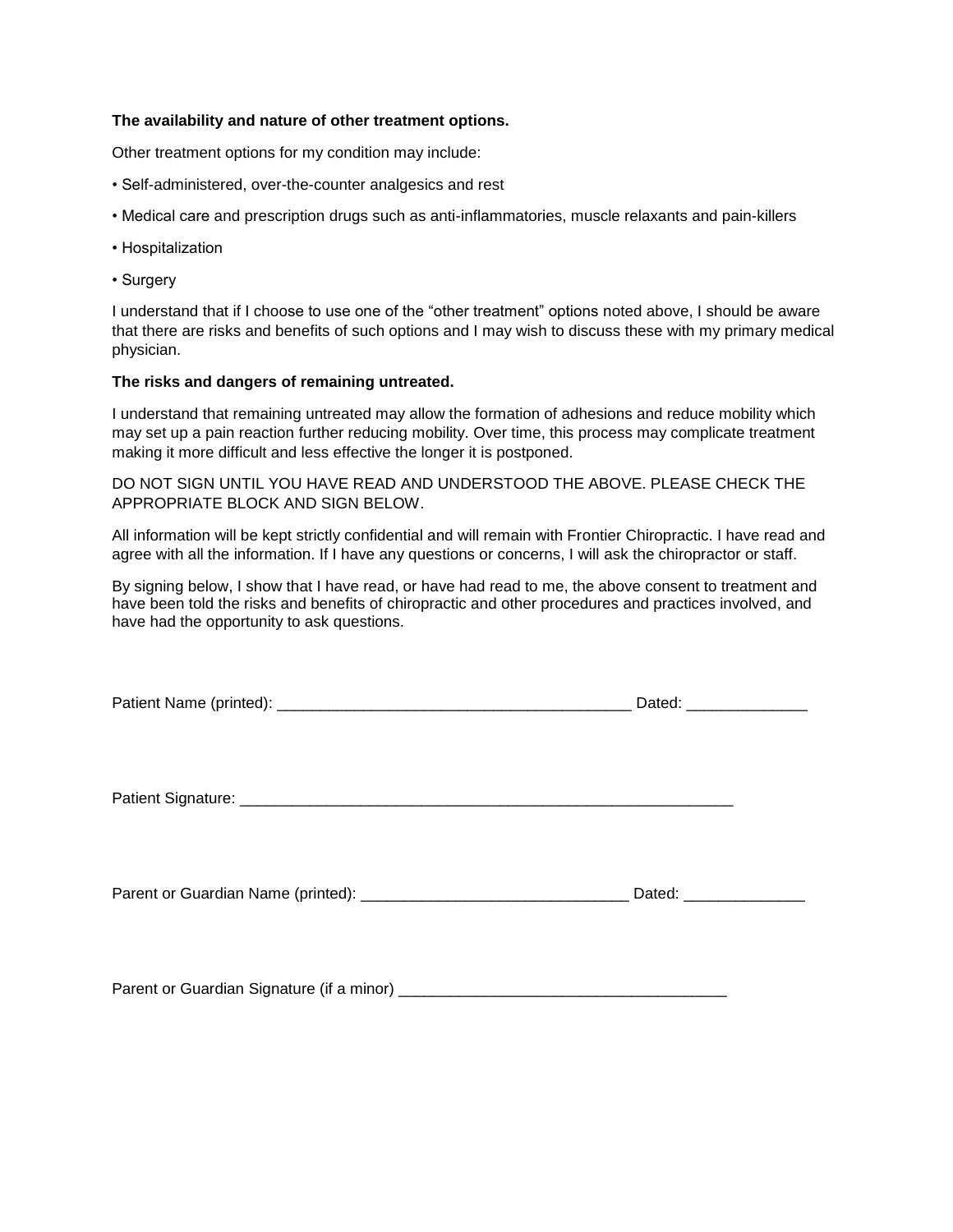**The availability and nature of other treatment options.**

Other treatment options for my condition may include:

• Self-administered, over-the-counter analgesics and rest

• Medical care and prescription drugs such as anti-inflammatories, muscle relaxants and pain-killers

• Hospitalization

• Surgery

I understand that if I choose to use one of the “other treatment” options noted above, I should be aware that there are risks and benefits of such options and I may wish to discuss these with my primary medical physician.

**The risks and dangers of remaining untreated.**

I understand that remaining untreated may allow the formation of adhesions and reduce mobility which may set up a pain reaction further reducing mobility. Over time, this process may complicate treatment making it more difficult and less effective the longer it is postponed.

DO NOT SIGN UNTIL YOU HAVE READ AND UNDERSTOOD THE ABOVE. PLEASE CHECK THE APPROPRIATE BLOCK AND SIGN BELOW.

All information will be kept strictly confidential and will remain with Frontier Chiropractic. I have read and agree with all the information. If I have any questions or concerns, I will ask the chiropractor or staff.

By signing below, I show that I have read, or have had read to me, the above consent to treatment and have been told the risks and benefits of chiropractic and other procedures and practices involved, and have had the opportunity to ask questions.

Patient Name (printed): _________________________________________ Dated: ______________

Patient Signature: ____________________________________________________________

Parent or Guardian Name (printed): _______________________________ Dated: ______________

Parent or Guardian Signature (if a minor) ______________________________________